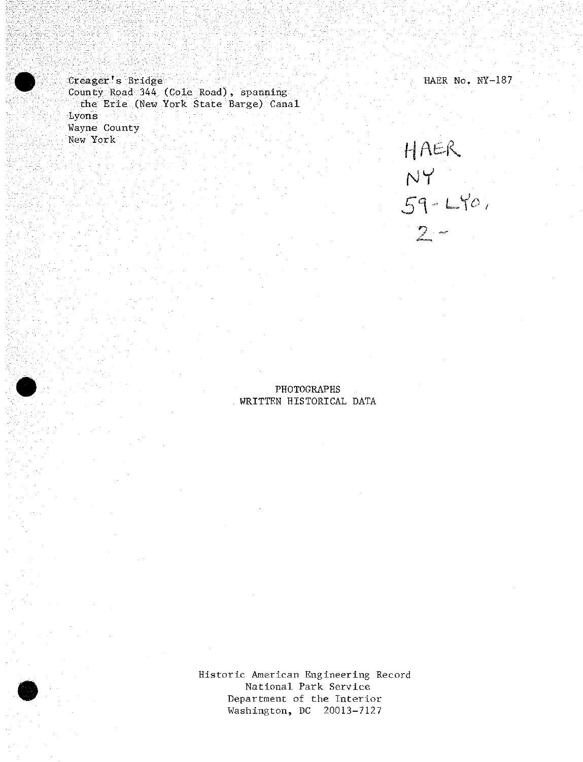Creager's Bridge
County Road 344 (Cole Road), spanning
the Erie (New York State Barge) Canal
Lyons
Wayne County
New York

HAER No. NY-187

HAER
NY
59-LYO,
2-

PHOTOGRAPHS
WRITTEN HISTORICAL DATA

Historic American Engineering Record
National Park Service
Department of the Interior
Washington, DC 20013-7127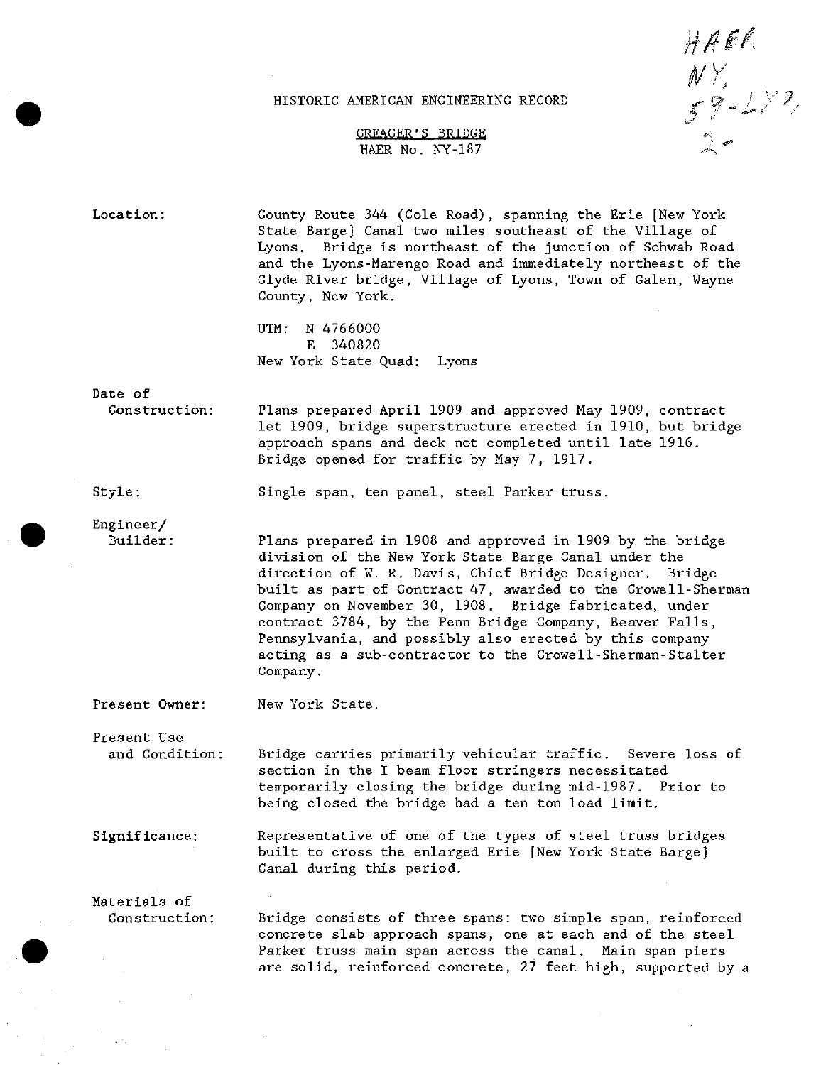HAER
NY,
59-LY?,
2-

HISTORIC AMERICAN ENGINEERING RECORD

CREAGER'S BRIDGE
HAER No. NY-187

**Location:** County Route 344 (Cole Road), spanning the Erie [New York State Barge] Canal two miles southeast of the Village of Lyons. Bridge is northeast of the junction of Schwab Road and the Lyons-Marengo Road and immediately northeast of the Clyde River bridge, Village of Lyons, Town of Galen, Wayne County, New York.

UTM: N 4766000
E 340820
New York State Quad: Lyons

**Date of Construction:** Plans prepared April 1909 and approved May 1909, contract let 1909, bridge superstructure erected in 1910, but bridge approach spans and deck not completed until late 1916. Bridge opened for traffic by May 7, 1917.

**Style:** Single span, ten panel, steel Parker truss.

**Engineer/ Builder:** Plans prepared in 1908 and approved in 1909 by the bridge division of the New York State Barge Canal under the direction of W. R. Davis, Chief Bridge Designer. Bridge built as part of Contract 47, awarded to the Crowell-Sherman Company on November 30, 1908. Bridge fabricated, under contract 3784, by the Penn Bridge Company, Beaver Falls, Pennsylvania, and possibly also erected by this company acting as a sub-contractor to the Crowell-Sherman-Stalter Company.

**Present Owner:** New York State.

**Present Use and Condition:** Bridge carries primarily vehicular traffic. Severe loss of section in the I beam floor stringers necessitated temporarily closing the bridge during mid-1987. Prior to being closed the bridge had a ten ton load limit.

**Significance:** Representative of one of the types of steel truss bridges built to cross the enlarged Erie [New York State Barge] Canal during this period.

**Materials of Construction:** Bridge consists of three spans: two simple span, reinforced concrete slab approach spans, one at each end of the steel Parker truss main span across the canal. Main span piers are solid, reinforced concrete, 27 feet high, supported by a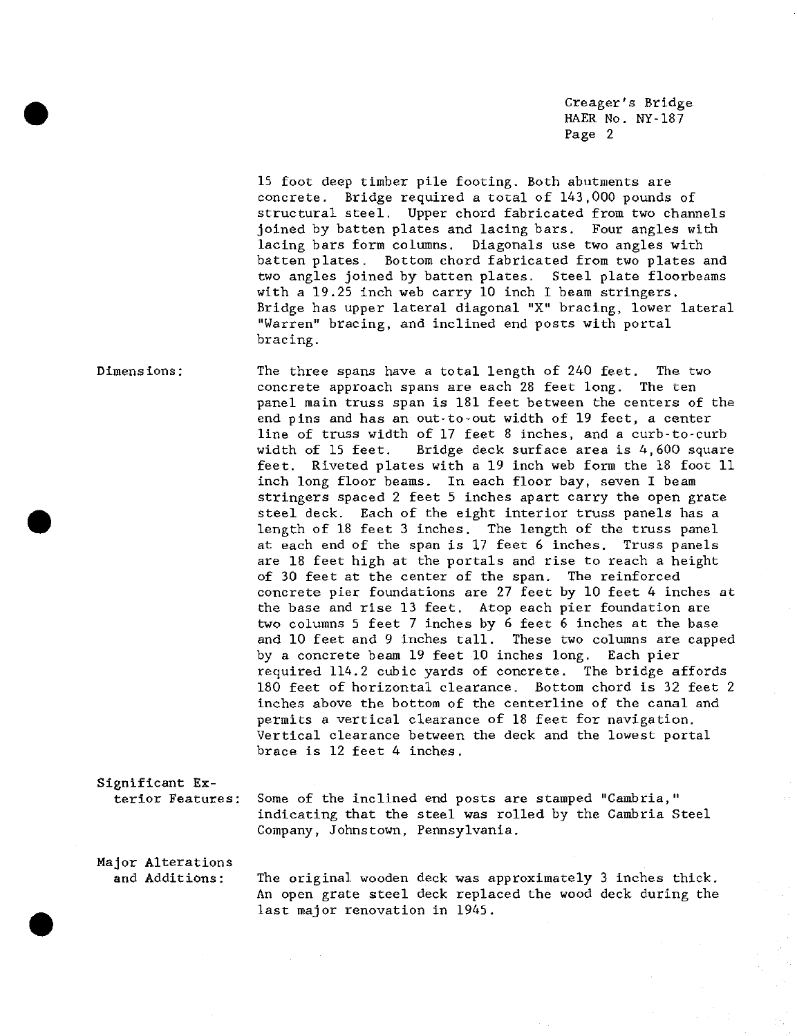15 foot deep timber pile footing. Both abutments are concrete. Bridge required a total of 143,000 pounds of structural steel. Upper chord fabricated from two channels joined by batten plates and lacing bars. Four angles with lacing bars form columns. Diagonals use two angles with batten plates. Bottom chord fabricated from two plates and two angles joined by batten plates. Steel plate floorbeams with a 19.25 inch web carry 10 inch I beam stringers. Bridge has upper lateral diagonal "X" bracing, lower lateral "Warren" bracing, and inclined end posts with portal bracing.

**Dimensions:** The three spans have a total length of 240 feet. The two concrete approach spans are each 28 feet long. The ten panel main truss span is 181 feet between the centers of the end pins and has an out-to-out width of 19 feet, a center line of truss width of 17 feet 8 inches, and a curb-to-curb width of 15 feet. Bridge deck surface area is 4,600 square feet. Riveted plates with a 19 inch web form the 18 foot 11 inch long floor beams. In each floor bay, seven I beam stringers spaced 2 feet 5 inches apart carry the open grate steel deck. Each of the eight interior truss panels has a length of 18 feet 3 inches. The length of the truss panel at each end of the span is 17 feet 6 inches. Truss panels are 18 feet high at the portals and rise to reach a height of 30 feet at the center of the span. The reinforced concrete pier foundations are 27 feet by 10 feet 4 inches at the base and rise 13 feet. Atop each pier foundation are two columns 5 feet 7 inches by 6 feet 6 inches at the base and 10 feet and 9 inches tall. These two columns are capped by a concrete beam 19 feet 10 inches long. Each pier required 114.2 cubic yards of concrete. The bridge affords 180 feet of horizontal clearance. Bottom chord is 32 feet 2 inches above the bottom of the centerline of the canal and permits a vertical clearance of 18 feet for navigation. Vertical clearance between the deck and the lowest portal brace is 12 feet 4 inches.

**Significant Exterior Features:** Some of the inclined end posts are stamped "Cambria," indicating that the steel was rolled by the Cambria Steel Company, Johnstown, Pennsylvania.

**Major Alterations and Additions:** The original wooden deck was approximately 3 inches thick. An open grate steel deck replaced the wood deck during the last major renovation in 1945.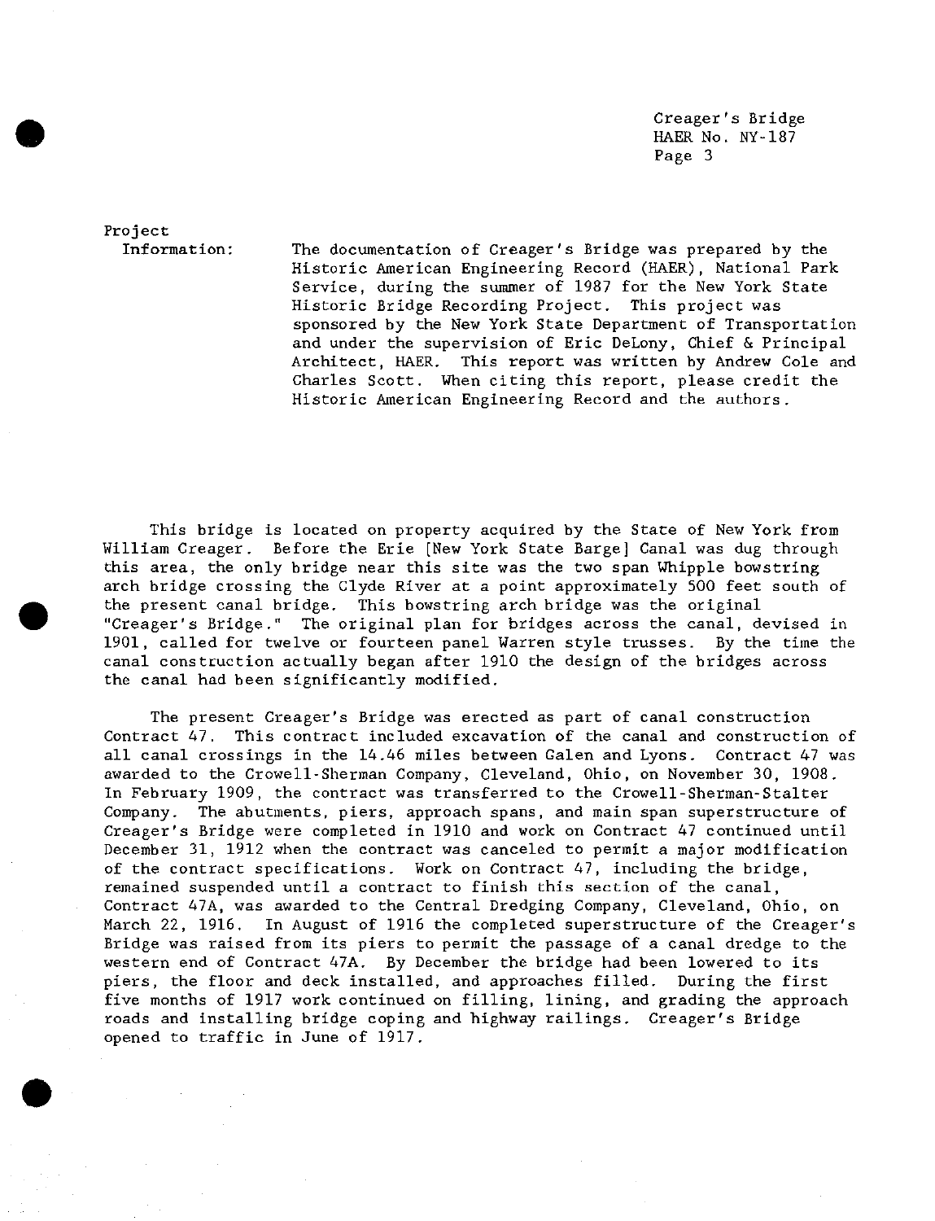Project Information: The documentation of Creager's Bridge was prepared by the Historic American Engineering Record (HAER), National Park Service, during the summer of 1987 for the New York State Historic Bridge Recording Project. This project was sponsored by the New York State Department of Transportation and under the supervision of Eric DeLony, Chief & Principal Architect, HAER. This report was written by Andrew Cole and Charles Scott. When citing this report, please credit the Historic American Engineering Record and the authors.

This bridge is located on property acquired by the State of New York from William Creager. Before the Erie [New York State Barge] Canal was dug through this area, the only bridge near this site was the two span Whipple bowstring arch bridge crossing the Clyde River at a point approximately 500 feet south of the present canal bridge. This bowstring arch bridge was the original "Creager's Bridge." The original plan for bridges across the canal, devised in 1901, called for twelve or fourteen panel Warren style trusses. By the time the canal construction actually began after 1910 the design of the bridges across the canal had been significantly modified.

The present Creager's Bridge was erected as part of canal construction Contract 47. This contract included excavation of the canal and construction of all canal crossings in the 14.46 miles between Galen and Lyons. Contract 47 was awarded to the Crowell-Sherman Company, Cleveland, Ohio, on November 30, 1908. In February 1909, the contract was transferred to the Crowell-Sherman-Stalter Company. The abutments, piers, approach spans, and main span superstructure of Creager's Bridge were completed in 1910 and work on Contract 47 continued until December 31, 1912 when the contract was canceled to permit a major modification of the contract specifications. Work on Contract 47, including the bridge, remained suspended until a contract to finish this section of the canal, Contract 47A, was awarded to the Central Dredging Company, Cleveland, Ohio, on March 22, 1916. In August of 1916 the completed superstructure of the Creager's Bridge was raised from its piers to permit the passage of a canal dredge to the western end of Contract 47A. By December the bridge had been lowered to its piers, the floor and deck installed, and approaches filled. During the first five months of 1917 work continued on filling, lining, and grading the approach roads and installing bridge coping and highway railings. Creager's Bridge opened to traffic in June of 1917.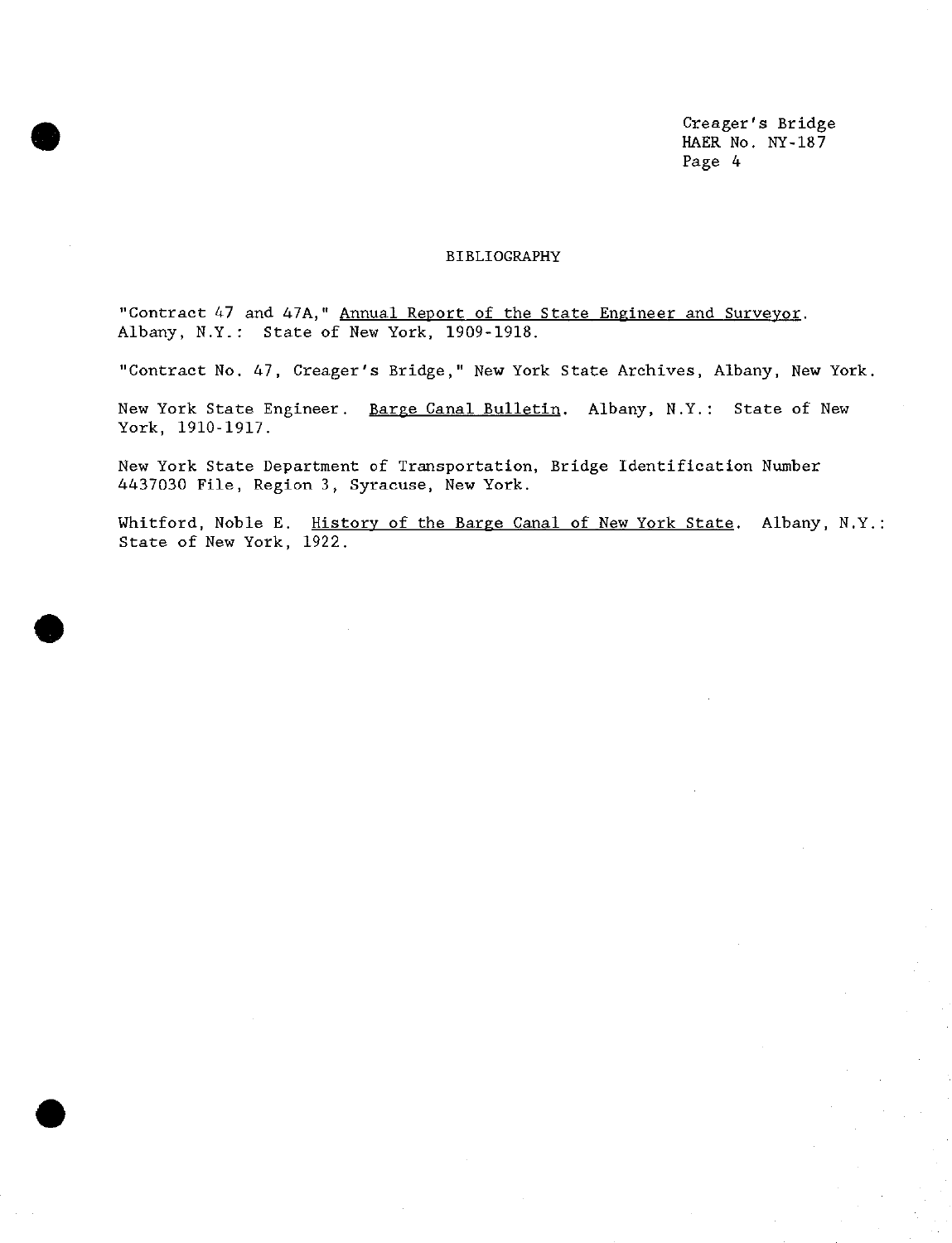## BIBLIOGRAPHY

"Contract 47 and 47A," Annual Report of the State Engineer and Surveyor. Albany, N.Y.: State of New York, 1909-1918.

"Contract No. 47, Creager's Bridge," New York State Archives, Albany, New York.

New York State Engineer. Barge Canal Bulletin. Albany, N.Y.: State of New York, 1910-1917.

New York State Department of Transportation, Bridge Identification Number 4437030 File, Region 3, Syracuse, New York.

Whitford, Noble E. History of the Barge Canal of New York State. Albany, N.Y.: State of New York, 1922.